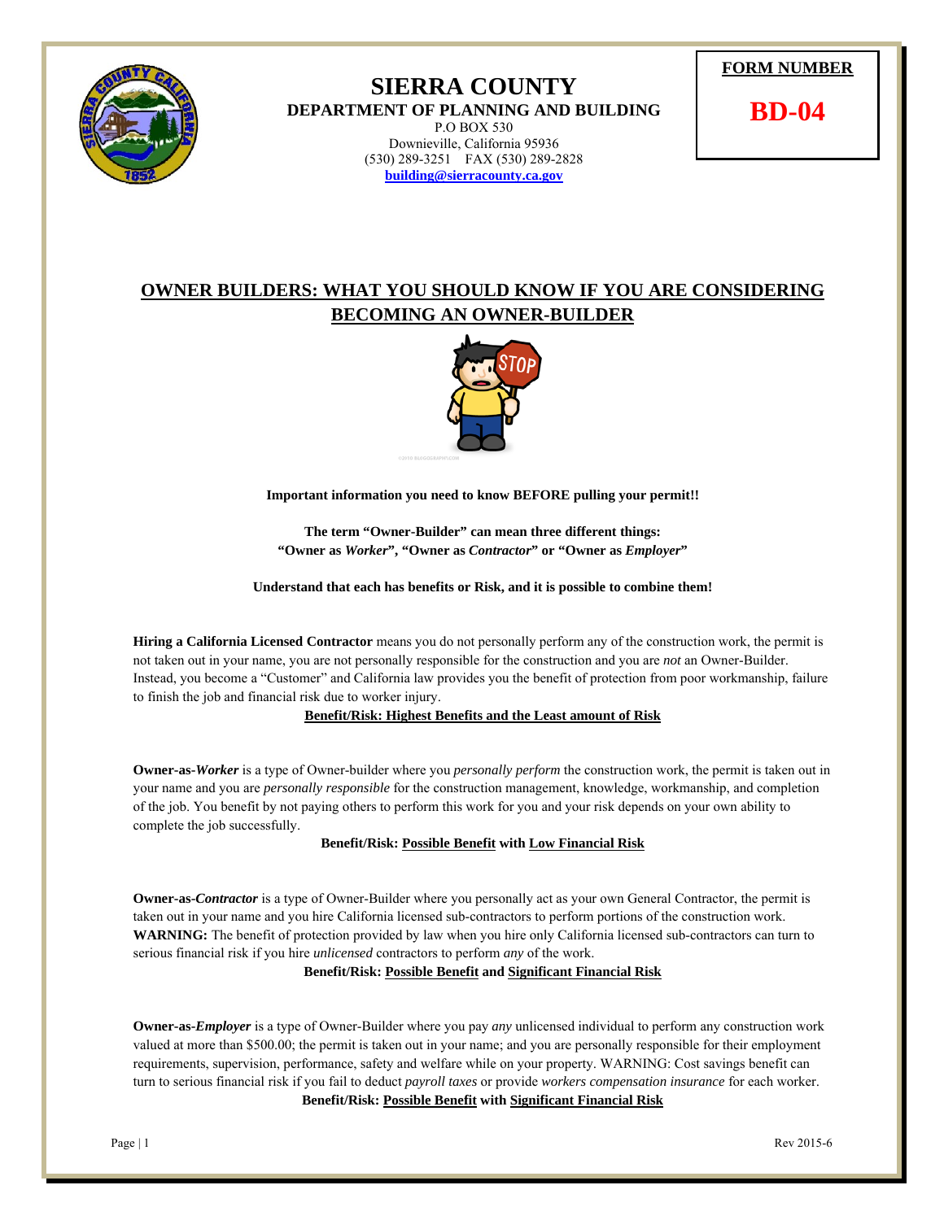# SIERRA COUNTY

**DEPARTMENT OF PLANNING AND BUILDING**

P.O BOX 530
Downieville, California 95936
(530) 289-3251 FAX (530) 289-2828
**building@sierracounty.ca.gov**

**FORM NUMBER**

**BD-04**

## OWNER BUILDERS: WHAT YOU SHOULD KNOW IF YOU ARE CONSIDERING BECOMING AN OWNER-BUILDER

**Important information you need to know BEFORE pulling your permit!!**

**The term "Owner-Builder" can mean three different things:**
**"Owner as *Worker*", "Owner as *Contractor*" or "Owner as *Employer*"**

**Understand that each has benefits or Risk, and it is possible to combine them!**

**Hiring a California Licensed Contractor** means you do not personally perform any of the construction work, the permit is not taken out in your name, you are not personally responsible for the construction and you are *not* an Owner-Builder. Instead, you become a "Customer" and California law provides you the benefit of protection from poor workmanship, failure to finish the job and financial risk due to worker injury.

**Benefit/Risk: Highest Benefits and the Least amount of Risk**

**Owner-as-*Worker*** is a type of Owner-builder where you *personally perform* the construction work, the permit is taken out in your name and you are *personally responsible* for the construction management, knowledge, workmanship, and completion of the job. You benefit by not paying others to perform this work for you and your risk depends on your own ability to complete the job successfully.

**Benefit/Risk: Possible Benefit with Low Financial Risk**

**Owner-as-*Contractor*** is a type of Owner-Builder where you personally act as your own General Contractor, the permit is taken out in your name and you hire California licensed sub-contractors to perform portions of the construction work. **WARNING:** The benefit of protection provided by law when you hire only California licensed sub-contractors can turn to serious financial risk if you hire *unlicensed* contractors to perform *any* of the work.

**Benefit/Risk: Possible Benefit and Significant Financial Risk**

**Owner-as-*Employer*** is a type of Owner-Builder where you pay *any* unlicensed individual to perform any construction work valued at more than $500.00; the permit is taken out in your name; and you are personally responsible for their employment requirements, supervision, performance, safety and welfare while on your property. WARNING: Cost savings benefit can turn to serious financial risk if you fail to deduct *payroll taxes* or provide *workers compensation insurance* for each worker.

**Benefit/Risk: Possible Benefit with Significant Financial Risk**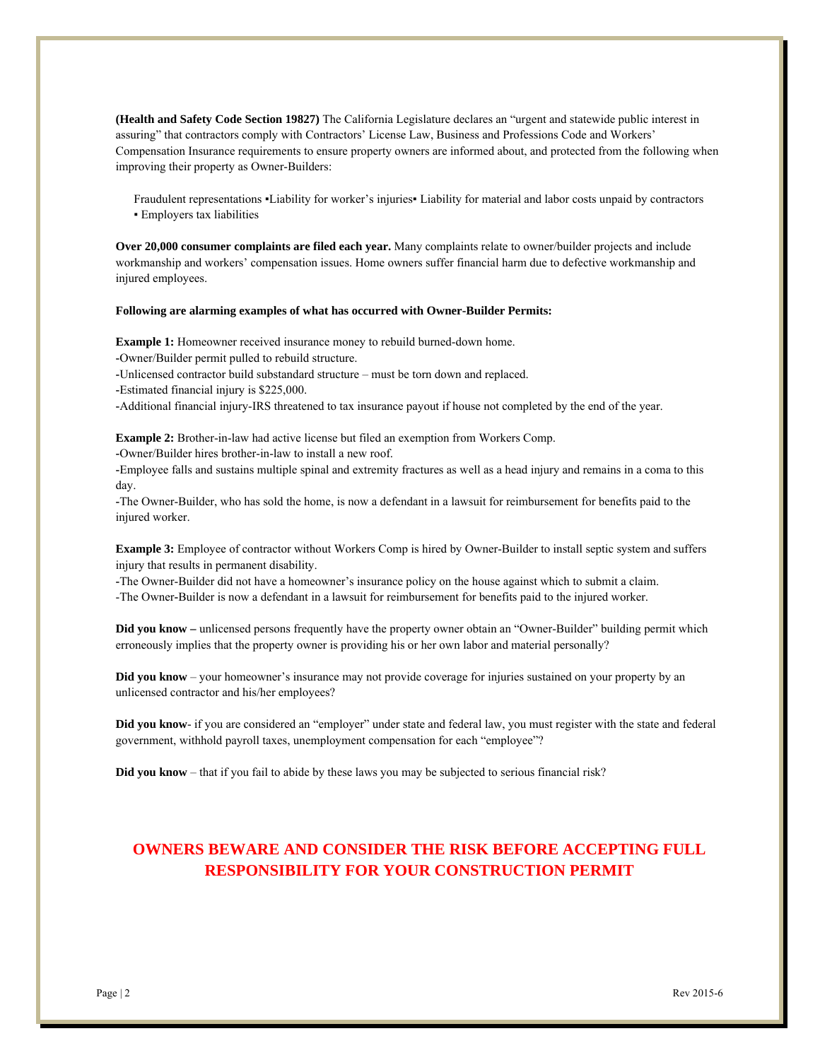**(Health and Safety Code Section 19827)** The California Legislature declares an "urgent and statewide public interest in assuring" that contractors comply with Contractors' License Law, Business and Professions Code and Workers' Compensation Insurance requirements to ensure property owners are informed about, and protected from the following when improving their property as Owner-Builders:

Fraudulent representations ▪Liability for worker's injuries▪ Liability for material and labor costs unpaid by contractors ▪ Employers tax liabilities

**Over 20,000 consumer complaints are filed each year.** Many complaints relate to owner/builder projects and include workmanship and workers' compensation issues. Home owners suffer financial harm due to defective workmanship and injured employees.

**Following are alarming examples of what has occurred with Owner-Builder Permits:**

**Example 1:** Homeowner received insurance money to rebuild burned-down home.
-Owner/Builder permit pulled to rebuild structure.
-Unlicensed contractor build substandard structure – must be torn down and replaced.
-Estimated financial injury is $225,000.
-Additional financial injury-IRS threatened to tax insurance payout if house not completed by the end of the year.

**Example 2:** Brother-in-law had active license but filed an exemption from Workers Comp.
-Owner/Builder hires brother-in-law to install a new roof.
-Employee falls and sustains multiple spinal and extremity fractures as well as a head injury and remains in a coma to this day.
-The Owner-Builder, who has sold the home, is now a defendant in a lawsuit for reimbursement for benefits paid to the injured worker.

**Example 3:** Employee of contractor without Workers Comp is hired by Owner-Builder to install septic system and suffers injury that results in permanent disability.
-The Owner-Builder did not have a homeowner's insurance policy on the house against which to submit a claim.
-The Owner-Builder is now a defendant in a lawsuit for reimbursement for benefits paid to the injured worker.

**Did you know –** unlicensed persons frequently have the property owner obtain an "Owner-Builder" building permit which erroneously implies that the property owner is providing his or her own labor and material personally?

**Did you know** – your homeowner's insurance may not provide coverage for injuries sustained on your property by an unlicensed contractor and his/her employees?

**Did you know**- if you are considered an "employer" under state and federal law, you must register with the state and federal government, withhold payroll taxes, unemployment compensation for each "employee"?

**Did you know** – that if you fail to abide by these laws you may be subjected to serious financial risk?

## OWNERS BEWARE AND CONSIDER THE RISK BEFORE ACCEPTING FULL RESPONSIBILITY FOR YOUR CONSTRUCTION PERMIT

Rev 2015-6